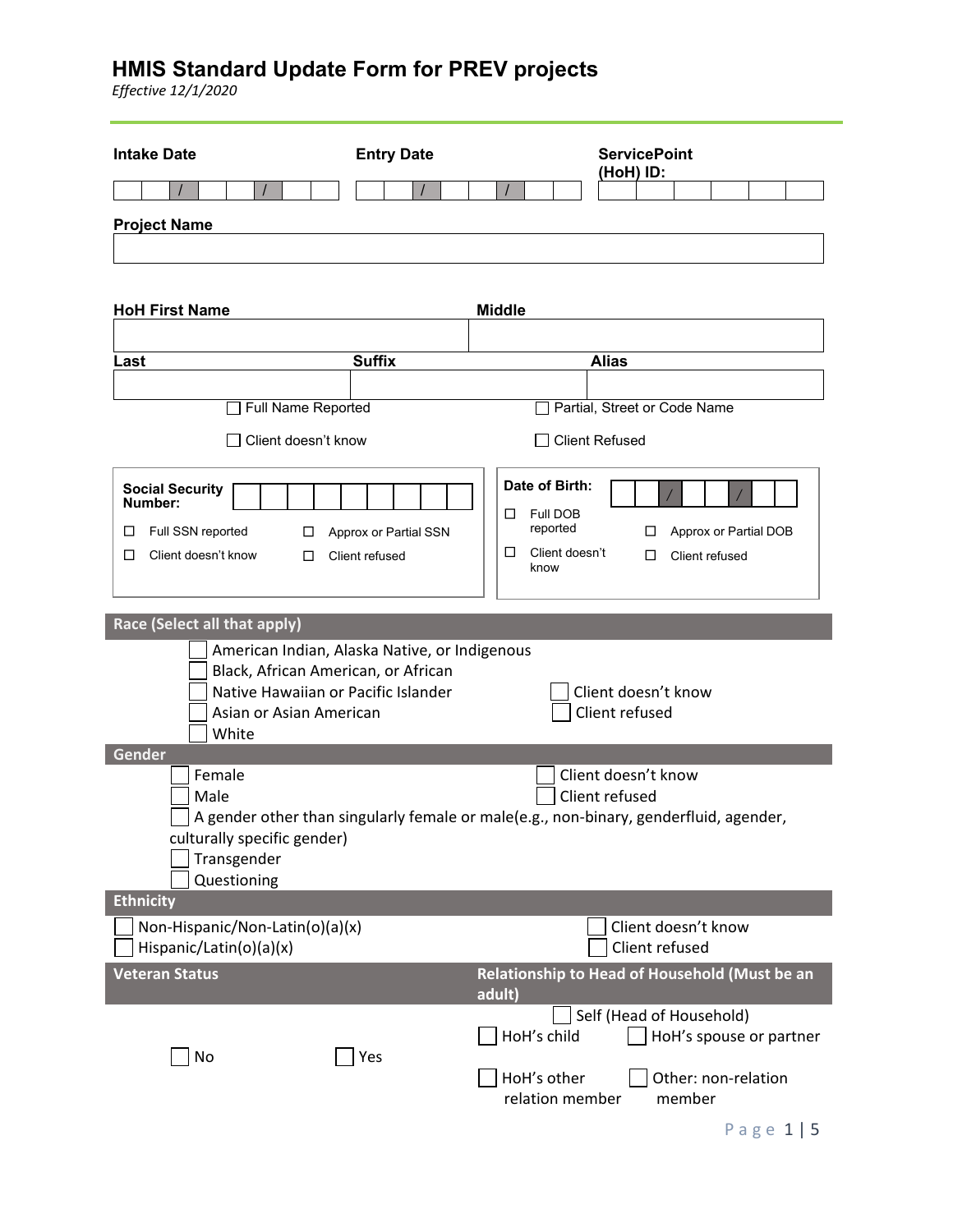# HMIS Standard Update Form for PREV projects

*Effective 12/1/2020*

**Intake Date** ___ / ___ / ___

**Entry Date** ___ / ___ / ___

**ServicePoint (HoH) ID:** ______

**Project Name**

______

**HoH First Name** ______ **Middle** ______

**Last** ______ **Suffix** ______ **Alias** ______

☐ Full Name Reported ☐ Partial, Street or Code Name

☐ Client doesn't know ☐ Client Refused

**Social Security Number:** ______

☐ Full SSN reported ☐ Approx or Partial SSN

☐ Client doesn't know ☐ Client refused

**Date of Birth:** ___ / ___ / ___

☐ Full DOB reported ☐ Approx or Partial DOB

☐ Client doesn't know ☐ Client refused

## Race (Select all that apply)

☐ American Indian, Alaska Native, or Indigenous
☐ Black, African American, or African
☐ Native Hawaiian or Pacific Islander
☐ Asian or Asian American
☐ White
☐ Client doesn't know
☐ Client refused

## Gender

☐ Female
☐ Male
☐ A gender other than singularly female or male(e.g., non-binary, genderfluid, agender, culturally specific gender)
☐ Transgender
☐ Questioning
☐ Client doesn't know
☐ Client refused

## Ethnicity

☐ Non-Hispanic/Non-Latin(o)(a)(x)
☐ Hispanic/Latin(o)(a)(x)
☐ Client doesn't know
☐ Client refused

## Veteran Status

☐ No ☐ Yes

## Relationship to Head of Household (Must be an adult)

☐ Self (Head of Household)
☐ HoH's child
☐ HoH's spouse or partner
☐ HoH's other relation member
☐ Other: non-relation member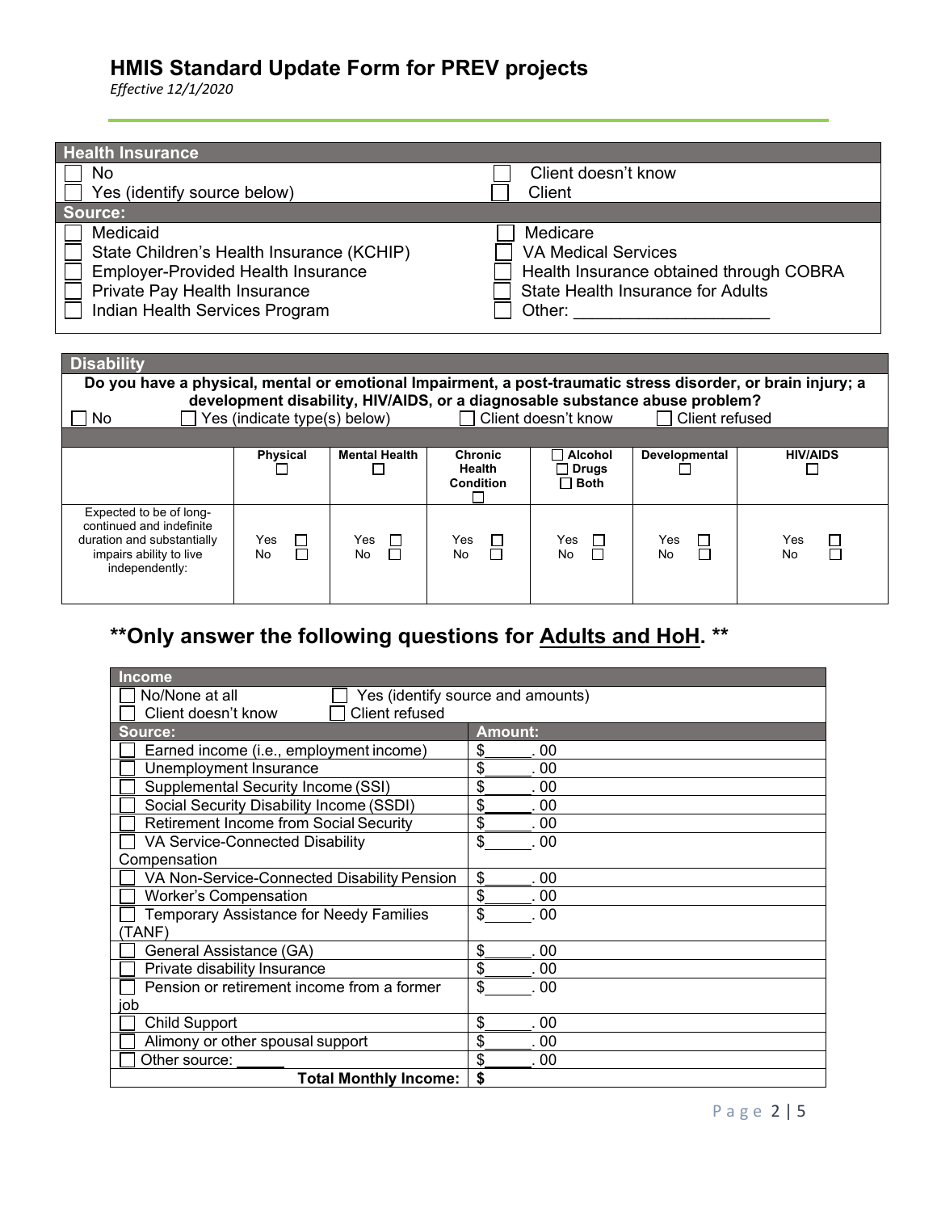# HMIS Standard Update Form for PREV projects

*Effective 12/1/2020*

| Health Insurance | |
|---|---|
| ☐ No | ☐ Client doesn't know |
| ☐ Yes (identify source below) | ☐ Client |
| **Source:** | |
| ☐ Medicaid | ☐ Medicare |
| ☐ State Children's Health Insurance (KCHIP) | ☐ VA Medical Services |
| ☐ Employer-Provided Health Insurance | ☐ Health Insurance obtained through COBRA |
| ☐ Private Pay Health Insurance | ☐ State Health Insurance for Adults |
| ☐ Indian Health Services Program | ☐ Other: ____________________ |

**Disability**

**Do you have a physical, mental or emotional Impairment, a post-traumatic stress disorder, or brain injury; a development disability, HIV/AIDS, or a diagnosable substance abuse problem?**

☐ No ☐ Yes (indicate type(s) below) ☐ Client doesn't know ☐ Client refused

| | Physical ☐ | Mental Health ☐ | Chronic Health Condition ☐ | ☐ Alcohol ☐ Drugs ☐ Both | Developmental ☐ | HIV/AIDS ☐ |
|---|---|---|---|---|---|---|
| Expected to be of long-continued and indefinite duration and substantially impairs ability to live independently: | Yes ☐ No ☐ | Yes ☐ No ☐ | Yes ☐ No ☐ | Yes ☐ No ☐ | Yes ☐ No ☐ | Yes ☐ No ☐ |

## **Only answer the following questions for Adults and HoH. **

**Income**

☐ No/None at all ☐ Yes (identify source and amounts)
☐ Client doesn't know ☐ Client refused

| Source: | Amount: |
|---|---|
| ☐ Earned income (i.e., employment income) | $______. 00 |
| ☐ Unemployment Insurance | $______. 00 |
| ☐ Supplemental Security Income (SSI) | $______. 00 |
| ☐ Social Security Disability Income (SSDI) | $______. 00 |
| ☐ Retirement Income from Social Security | $______. 00 |
| ☐ VA Service-Connected Disability Compensation | $______. 00 |
| ☐ VA Non-Service-Connected Disability Pension | $______. 00 |
| ☐ Worker's Compensation | $______. 00 |
| ☐ Temporary Assistance for Needy Families (TANF) | $______. 00 |
| ☐ General Assistance (GA) | $______. 00 |
| ☐ Private disability Insurance | $______. 00 |
| ☐ Pension or retirement income from a former job | $______. 00 |
| ☐ Child Support | $______. 00 |
| ☐ Alimony or other spousal support | $______. 00 |
| ☐ Other source: ______ | $______. 00 |
| **Total Monthly Income:** | **$** |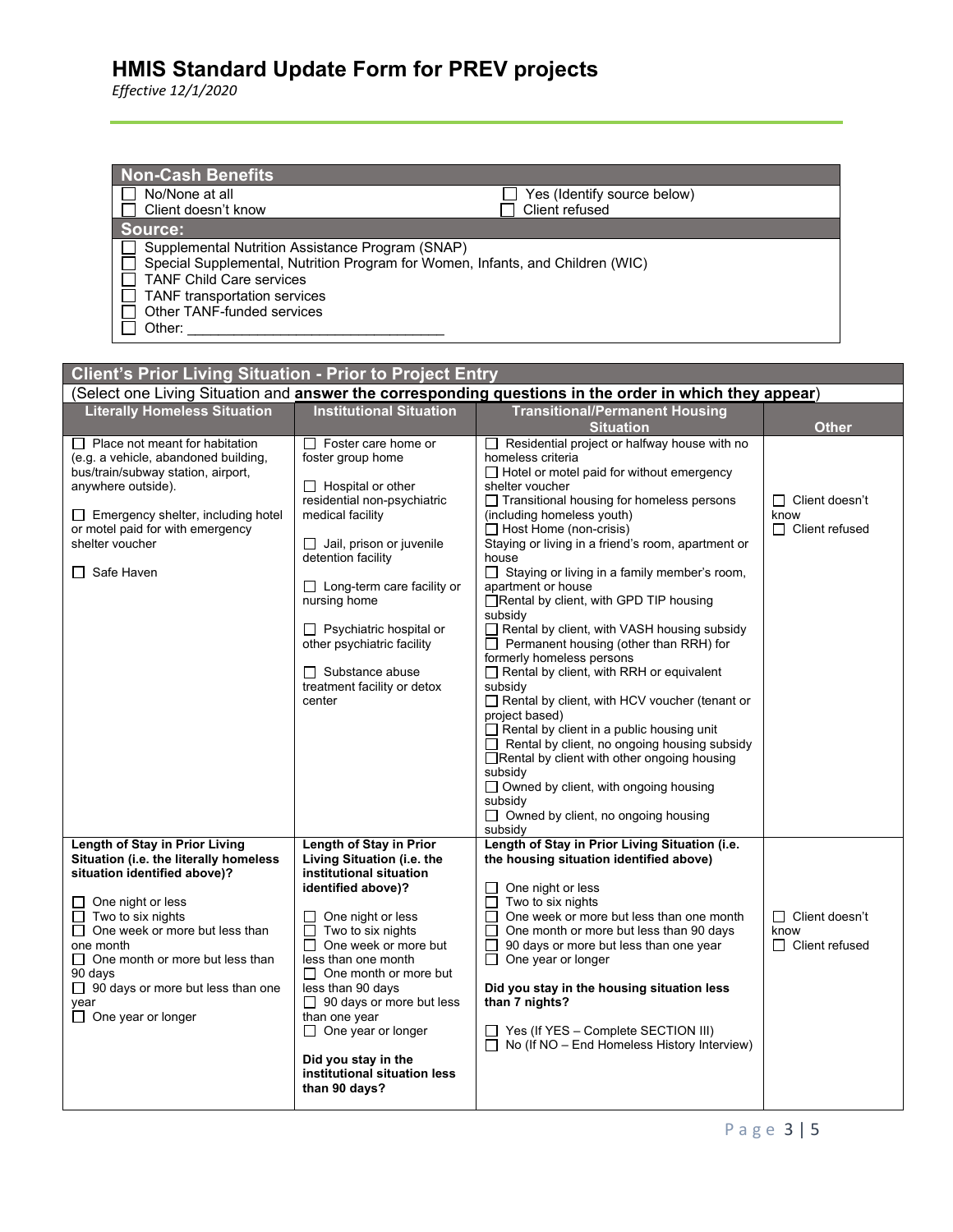# HMIS Standard Update Form for PREV projects

*Effective 12/1/2020*

| Non-Cash Benefits | |
|---|---|
| ☐ No/None at all<br>☐ Client doesn't know | ☐ Yes (Identify source below)<br>☐ Client refused |
| **Source:** | |
| ☐ Supplemental Nutrition Assistance Program (SNAP)<br>☐ Special Supplemental, Nutrition Program for Women, Infants, and Children (WIC)<br>☐ TANF Child Care services<br>☐ TANF transportation services<br>☐ Other TANF-funded services<br>☐ Other: ________________________________ | |

| Client's Prior Living Situation - Prior to Project Entry | | | |
|---|---|---|---|
| (Select one Living Situation and **answer the corresponding questions in the order in which they appear**) | | | |
| **Literally Homeless Situation** | **Institutional Situation** | **Transitional/Permanent Housing Situation** | **Other** |
| ☐ Place not meant for habitation (e.g. a vehicle, abandoned building, bus/train/subway station, airport, anywhere outside).<br><br>☐ Emergency shelter, including hotel or motel paid for with emergency shelter voucher<br><br>☐ Safe Haven | ☐ Foster care home or foster group home<br><br>☐ Hospital or other residential non-psychiatric medical facility<br><br>☐ Jail, prison or juvenile detention facility<br><br>☐ Long-term care facility or nursing home<br><br>☐ Psychiatric hospital or other psychiatric facility<br><br>☐ Substance abuse treatment facility or detox center | ☐ Residential project or halfway house with no homeless criteria<br>☐ Hotel or motel paid for without emergency shelter voucher<br>☐ Transitional housing for homeless persons (including homeless youth)<br>☐ Host Home (non-crisis)<br>Staying or living in a friend's room, apartment or house<br>☐ Staying or living in a family member's room, apartment or house<br>☐ Rental by client, with GPD TIP housing subsidy<br>☐ Rental by client, with VASH housing subsidy<br>☐ Permanent housing (other than RRH) for formerly homeless persons<br>☐ Rental by client, with RRH or equivalent subsidy<br>☐ Rental by client, with HCV voucher (tenant or project based)<br>☐ Rental by client in a public housing unit<br>☐ Rental by client, no ongoing housing subsidy<br>☐ Rental by client with other ongoing housing subsidy<br>☐ Owned by client, with ongoing housing subsidy<br>☐ Owned by client, no ongoing housing subsidy | ☐ Client doesn't know<br>☐ Client refused |
| **Length of Stay in Prior Living Situation (i.e. the literally homeless situation identified above)?**<br><br>☐ One night or less<br>☐ Two to six nights<br>☐ One week or more but less than one month<br>☐ One month or more but less than 90 days<br>☐ 90 days or more but less than one year<br>☐ One year or longer | **Length of Stay in Prior Living Situation (i.e. the institutional situation identified above)?**<br><br>☐ One night or less<br>☐ Two to six nights<br>☐ One week or more but less than one month<br>☐ One month or more but less than 90 days<br>☐ 90 days or more but less than one year<br>☐ One year or longer<br><br>**Did you stay in the institutional situation less than 90 days?** | **Length of Stay in Prior Living Situation (i.e. the housing situation identified above)**<br><br>☐ One night or less<br>☐ Two to six nights<br>☐ One week or more but less than one month<br>☐ One month or more but less than 90 days<br>☐ 90 days or more but less than one year<br>☐ One year or longer<br><br>**Did you stay in the housing situation less than 7 nights?**<br><br>☐ Yes (If YES – Complete SECTION III)<br>☐ No (If NO – End Homeless History Interview) | ☐ Client doesn't know<br>☐ Client refused |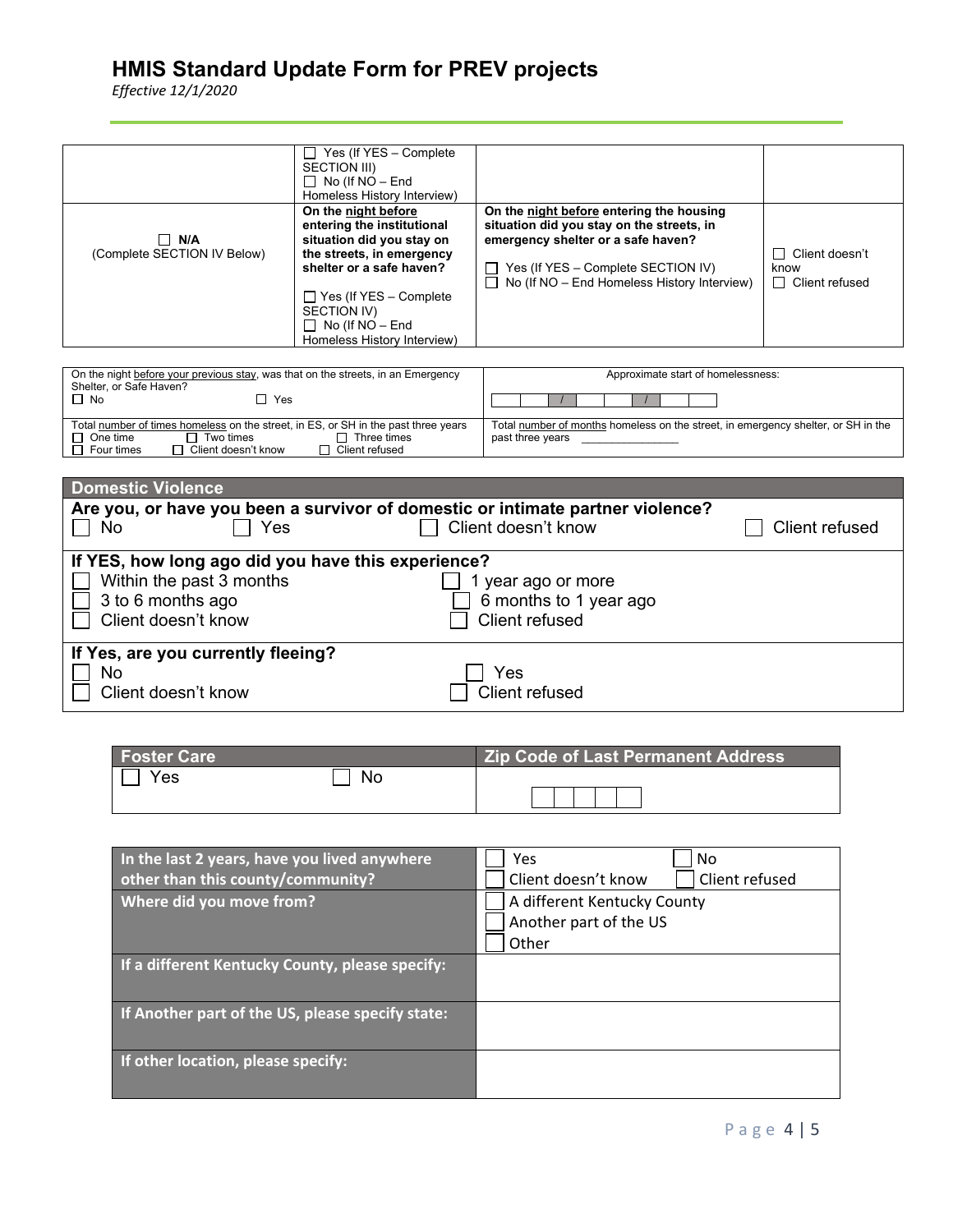# HMIS Standard Update Form for PREV projects

*Effective 12/1/2020*

| | | | |
|---|---|---|---|
| | ☐ Yes (If YES – Complete SECTION III)<br>☐ No (If NO – End Homeless History Interview) | | |
| ☐ **N/A**<br>(Complete SECTION IV Below) | **On the night before entering the institutional situation did you stay on the streets, in emergency shelter or a safe haven?**<br><br>☐ Yes (If YES – Complete SECTION IV)<br>☐ No (If NO – End Homeless History Interview) | **On the night before entering the housing situation did you stay on the streets, in emergency shelter or a safe haven?**<br><br>☐ Yes (If YES – Complete SECTION IV)<br>☐ No (If NO – End Homeless History Interview) | ☐ Client doesn't know<br>☐ Client refused |

| | |
|---|---|
| On the night before your previous stay, was that on the streets, in an Emergency Shelter, or Safe Haven?<br>☐ No ☐ Yes | Approximate start of homelessness:<br>__ __ / __ __ / __ __ __ __ |
| Total number of times homeless on the street, in ES, or SH in the past three years<br>☐ One time ☐ Two times ☐ Three times<br>☐ Four times ☐ Client doesn't know ☐ Client refused | Total number of months homeless on the street, in emergency shelter, or SH in the past three years _______________ |

## Domestic Violence

**Are you, or have you been a survivor of domestic or intimate partner violence?**

☐ No ☐ Yes ☐ Client doesn't know ☐ Client refused

**If YES, how long ago did you have this experience?**

☐ Within the past 3 months ☐ 1 year ago or more
☐ 3 to 6 months ago ☐ 6 months to 1 year ago
☐ Client doesn't know ☐ Client refused

**If Yes, are you currently fleeing?**

☐ No ☐ Yes
☐ Client doesn't know ☐ Client refused

| Foster Care | Zip Code of Last Permanent Address |
|---|---|
| ☐ Yes ☐ No | ☐☐☐☐☐ |

| | |
|---|---|
| **In the last 2 years, have you lived anywhere other than this county/community?** | ☐ Yes ☐ No<br>☐ Client doesn't know ☐ Client refused |
| **Where did you move from?** | ☐ A different Kentucky County<br>☐ Another part of the US<br>☐ Other |
| **If a different Kentucky County, please specify:** | |
| **If Another part of the US, please specify state:** | |
| **If other location, please specify:** | |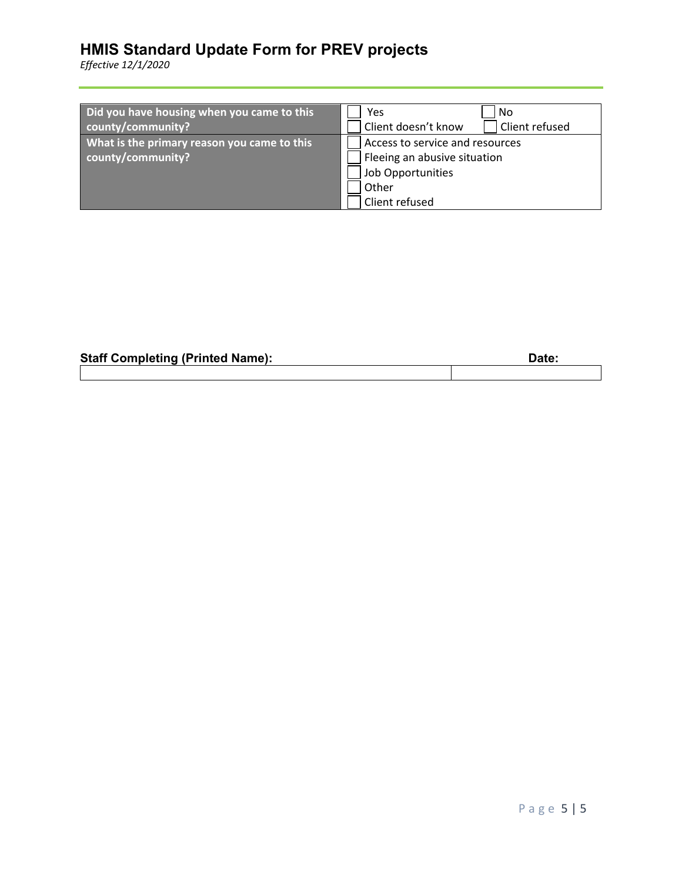# HMIS Standard Update Form for PREV projects

*Effective 12/1/2020*

| | |
|---|---|
| **Did you have housing when you came to this county/community?** | ☐ Yes ☐ No<br>☐ Client doesn't know ☐ Client refused |
| **What is the primary reason you came to this county/community?** | ☐ Access to service and resources<br>☐ Fleeing an abusive situation<br>☐ Job Opportunities<br>☐ Other<br>☐ Client refused |

| **Staff Completing (Printed Name):** | **Date:** |
|---|---|
| | |